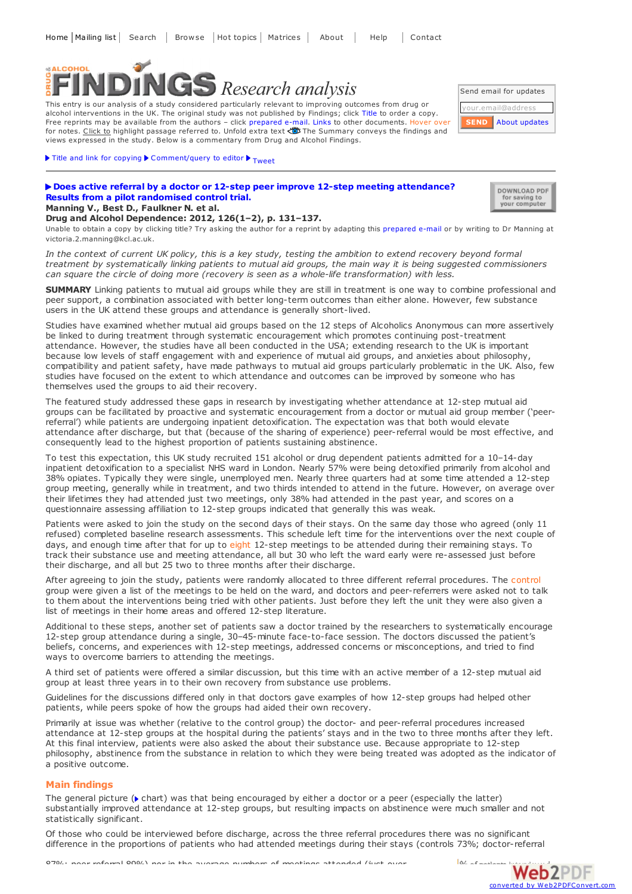Home | Mailing list | Search | Browse | Hot topics | Matrices | About | Help | Contact

# DRUG & ALCOHOL FINDINGS Research analysis

This entry is our analysis of a study considered particularly relevant to improving outcomes from drug or alcohol interventions in the UK. The original study was not published by Findings; click Title to order a copy. Free reprints may be available from the authors – click prepared e-mail. Links to other documents. Hover over for notes. Click to highlight passage referred to. Unfold extra text The Summary conveys the findings and views expressed in the study. Below is a commentary from Drug and Alcohol Findings.

Send email for updates

your.email@address

SEND About updates

▶ Title and link for copying ▶ Comment/query to editor ▶ Tweet

**▶ Does active referral by a doctor or 12-step peer improve 12-step meeting attendance? Results from a pilot randomised control trial.**

**Manning V., Best D., Faulkner N. et al.**

**Drug and Alcohol Dependence: 2012, 126(1–2), p. 131–137.**

DOWNLOAD PDF for saving to your computer

Unable to obtain a copy by clicking title? Try asking the author for a reprint by adapting this prepared e-mail or by writing to Dr Manning at victoria.2.manning@kcl.ac.uk.

*In the context of current UK policy, this is a key study, testing the ambition to extend recovery beyond formal treatment by systematically linking patients to mutual aid groups, the main way it is being suggested commissioners can square the circle of doing more (recovery is seen as a whole-life transformation) with less.*

**SUMMARY** Linking patients to mutual aid groups while they are still in treatment is one way to combine professional and peer support, a combination associated with better long-term outcomes than either alone. However, few substance users in the UK attend these groups and attendance is generally short-lived.

Studies have examined whether mutual aid groups based on the 12 steps of Alcoholics Anonymous can more assertively be linked to during treatment through systematic encouragement which promotes continuing post-treatment attendance. However, the studies have all been conducted in the USA; extending research to the UK is important because low levels of staff engagement with and experience of mutual aid groups, and anxieties about philosophy, compatibility and patient safety, have made pathways to mutual aid groups particularly problematic in the UK. Also, few studies have focused on the extent to which attendance and outcomes can be improved by someone who has themselves used the groups to aid their recovery.

The featured study addressed these gaps in research by investigating whether attendance at 12-step mutual aid groups can be facilitated by proactive and systematic encouragement from a doctor or mutual aid group member ('peer-referral') while patients are undergoing inpatient detoxification. The expectation was that both would elevate attendance after discharge, but that (because of the sharing of experience) peer-referral would be most effective, and consequently lead to the highest proportion of patients sustaining abstinence.

To test this expectation, this UK study recruited 151 alcohol or drug dependent patients admitted for a 10–14-day inpatient detoxification to a specialist NHS ward in London. Nearly 57% were being detoxified primarily from alcohol and 38% opiates. Typically they were single, unemployed men. Nearly three quarters had at some time attended a 12-step group meeting, generally while in treatment, and two thirds intended to attend in the future. However, on average over their lifetimes they had attended just two meetings, only 38% had attended in the past year, and scores on a questionnaire assessing affiliation to 12-step groups indicated that generally this was weak.

Patients were asked to join the study on the second days of their stays. On the same day those who agreed (only 11 refused) completed baseline research assessments. This schedule left time for the interventions over the next couple of days, and enough time after that for up to eight 12-step meetings to be attended during their remaining stays. To track their substance use and meeting attendance, all but 30 who left the ward early were re-assessed just before their discharge, and all but 25 two to three months after their discharge.

After agreeing to join the study, patients were randomly allocated to three different referral procedures. The control group were given a list of the meetings to be held on the ward, and doctors and peer-referrers were asked not to talk to them about the interventions being tried with other patients. Just before they left the unit they were also given a list of meetings in their home areas and offered 12-step literature.

Additional to these steps, another set of patients saw a doctor trained by the researchers to systematically encourage 12-step group attendance during a single, 30–45-minute face-to-face session. The doctors discussed the patient's beliefs, concerns, and experiences with 12-step meetings, addressed concerns or misconceptions, and tried to find ways to overcome barriers to attending the meetings.

A third set of patients were offered a similar discussion, but this time with an active member of a 12-step mutual aid group at least three years in to their own recovery from substance use problems.

Guidelines for the discussions differed only in that doctors gave examples of how 12-step groups had helped other patients, while peers spoke of how the groups had aided their own recovery.

Primarily at issue was whether (relative to the control group) the doctor- and peer-referral procedures increased attendance at 12-step groups at the hospital during the patients' stays and in the two to three months after they left. At this final interview, patients were also asked the about their substance use. Because appropriate to 12-step philosophy, abstinence from the substance in relation to which they were being treated was adopted as the indicator of a positive outcome.

## Main findings

The general picture (▶ chart) was that being encouraged by either a doctor or a peer (especially the latter) substantially improved attendance at 12-step groups, but resulting impacts on abstinence were much smaller and not statistically significant.

Of those who could be interviewed before discharge, across the three referral procedures there was no significant difference in the proportions of patients who had attended meetings during their stays (controls 73%; doctor-referral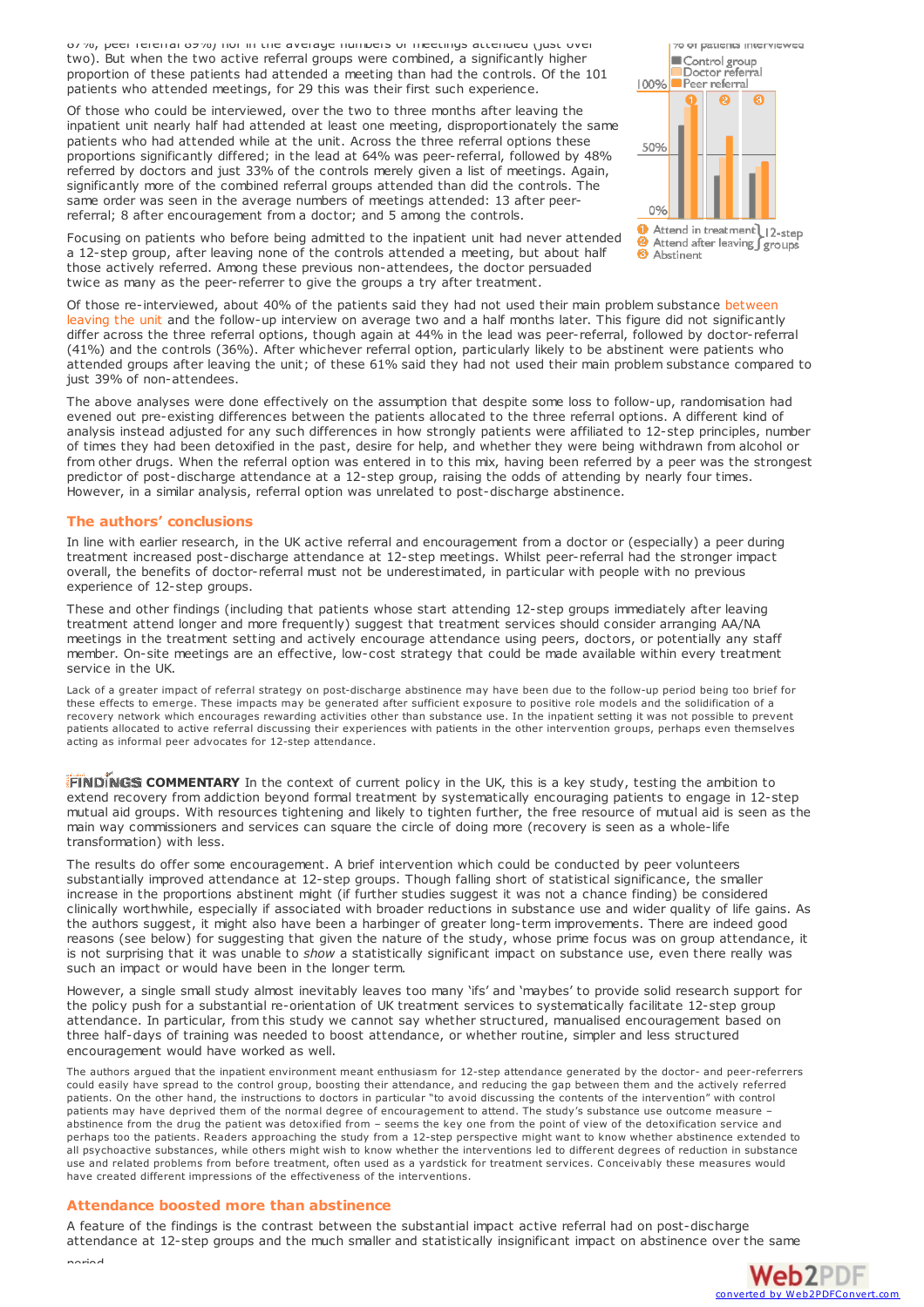67%, peer referral 69%) nor in the average numbers of meetings attended (just over two). But when the two active referral groups were combined, a significantly higher proportion of these patients had attended a meeting than had the controls. Of the 101 patients who attended meetings, for 29 this was their first such experience.

Of those who could be interviewed, over the two to three months after leaving the inpatient unit nearly half had attended at least one meeting, disproportionately the same patients who had attended while at the unit. Across the three referral options these proportions significantly differed; in the lead at 64% was peer-referral, followed by 48% referred by doctors and just 33% of the controls merely given a list of meetings. Again, significantly more of the combined referral groups attended than did the controls. The same order was seen in the average numbers of meetings attended: 13 after peer-referral; 8 after encouragement from a doctor; and 5 among the controls.

Focusing on patients who before being admitted to the inpatient unit had never attended a 12-step group, after leaving none of the controls attended a meeting, but about half those actively referred. Among these previous non-attendees, the doctor persuaded twice as many as the peer-referrer to give the groups a try after treatment.

% of patients interviewed

Control group
Doctor referral
Peer referral

100%
50%
0%

1 Attend in treatment
2 Attend after leaving
3 Abstinent

12-step groups

Of those re-interviewed, about 40% of the patients said they had not used their main problem substance between leaving the unit and the follow-up interview on average two and a half months later. This figure did not significantly differ across the three referral options, though again at 44% in the lead was peer-referral, followed by doctor-referral (41%) and the controls (36%). After whichever referral option, particularly likely to be abstinent were patients who attended groups after leaving the unit; of these 61% said they had not used their main problem substance compared to just 39% of non-attendees.

The above analyses were done effectively on the assumption that despite some loss to follow-up, randomisation had evened out pre-existing differences between the patients allocated to the three referral options. A different kind of analysis instead adjusted for any such differences in how strongly patients were affiliated to 12-step principles, number of times they had been detoxified in the past, desire for help, and whether they were being withdrawn from alcohol or from other drugs. When the referral option was entered in to this mix, having been referred by a peer was the strongest predictor of post-discharge attendance at a 12-step group, raising the odds of attending by nearly four times. However, in a similar analysis, referral option was unrelated to post-discharge abstinence.

## The authors' conclusions

In line with earlier research, in the UK active referral and encouragement from a doctor or (especially) a peer during treatment increased post-discharge attendance at 12-step meetings. Whilst peer-referral had the stronger impact overall, the benefits of doctor-referral must not be underestimated, in particular with people with no previous experience of 12-step groups.

These and other findings (including that patients whose start attending 12-step groups immediately after leaving treatment attend longer and more frequently) suggest that treatment services should consider arranging AA/NA meetings in the treatment setting and actively encourage attendance using peers, doctors, or potentially any staff member. On-site meetings are an effective, low-cost strategy that could be made available within every treatment service in the UK.

Lack of a greater impact of referral strategy on post-discharge abstinence may have been due to the follow-up period being too brief for these effects to emerge. These impacts may be generated after sufficient exposure to positive role models and the solidification of a recovery network which encourages rewarding activities other than substance use. In the inpatient setting it was not possible to prevent patients allocated to active referral discussing their experiences with patients in the other intervention groups, perhaps even themselves acting as informal peer advocates for 12-step attendance.

**FINDINGS COMMENTARY** In the context of current policy in the UK, this is a key study, testing the ambition to extend recovery from addiction beyond formal treatment by systematically encouraging patients to engage in 12-step mutual aid groups. With resources tightening and likely to tighten further, the free resource of mutual aid is seen as the main way commissioners and services can square the circle of doing more (recovery is seen as a whole-life transformation) with less.

The results do offer some encouragement. A brief intervention which could be conducted by peer volunteers substantially improved attendance at 12-step groups. Though falling short of statistical significance, the smaller increase in the proportions abstinent might (if further studies suggest it was not a chance finding) be considered clinically worthwhile, especially if associated with broader reductions in substance use and wider quality of life gains. As the authors suggest, it might also have been a harbinger of greater long-term improvements. There are indeed good reasons (see below) for suggesting that given the nature of the study, whose prime focus was on group attendance, it is not surprising that it was unable to *show* a statistically significant impact on substance use, even there really was such an impact or would have been in the longer term.

However, a single small study almost inevitably leaves too many 'ifs' and 'maybes' to provide solid research support for the policy push for a substantial re-orientation of UK treatment services to systematically facilitate 12-step group attendance. In particular, from this study we cannot say whether structured, manualised encouragement based on three half-days of training was needed to boost attendance, or whether routine, simpler and less structured encouragement would have worked as well.

The authors argued that the inpatient environment meant enthusiasm for 12-step attendance generated by the doctor- and peer-referrers could easily have spread to the control group, boosting their attendance, and reducing the gap between them and the actively referred patients. On the other hand, the instructions to doctors in particular "to avoid discussing the contents of the intervention" with control patients may have deprived them of the normal degree of encouragement to attend. The study's substance use outcome measure – abstinence from the drug the patient was detoxified from – seems the key one from the point of view of the detoxification service and perhaps too the patients. Readers approaching the study from a 12-step perspective might want to know whether abstinence extended to all psychoactive substances, while others might wish to know whether the interventions led to different degrees of reduction in substance use and related problems from before treatment, often used as a yardstick for treatment services. Conceivably these measures would have created different impressions of the effectiveness of the interventions.

## Attendance boosted more than abstinence

A feature of the findings is the contrast between the substantial impact active referral had on post-discharge attendance at 12-step groups and the much smaller and statistically insignificant impact on abstinence over the same period.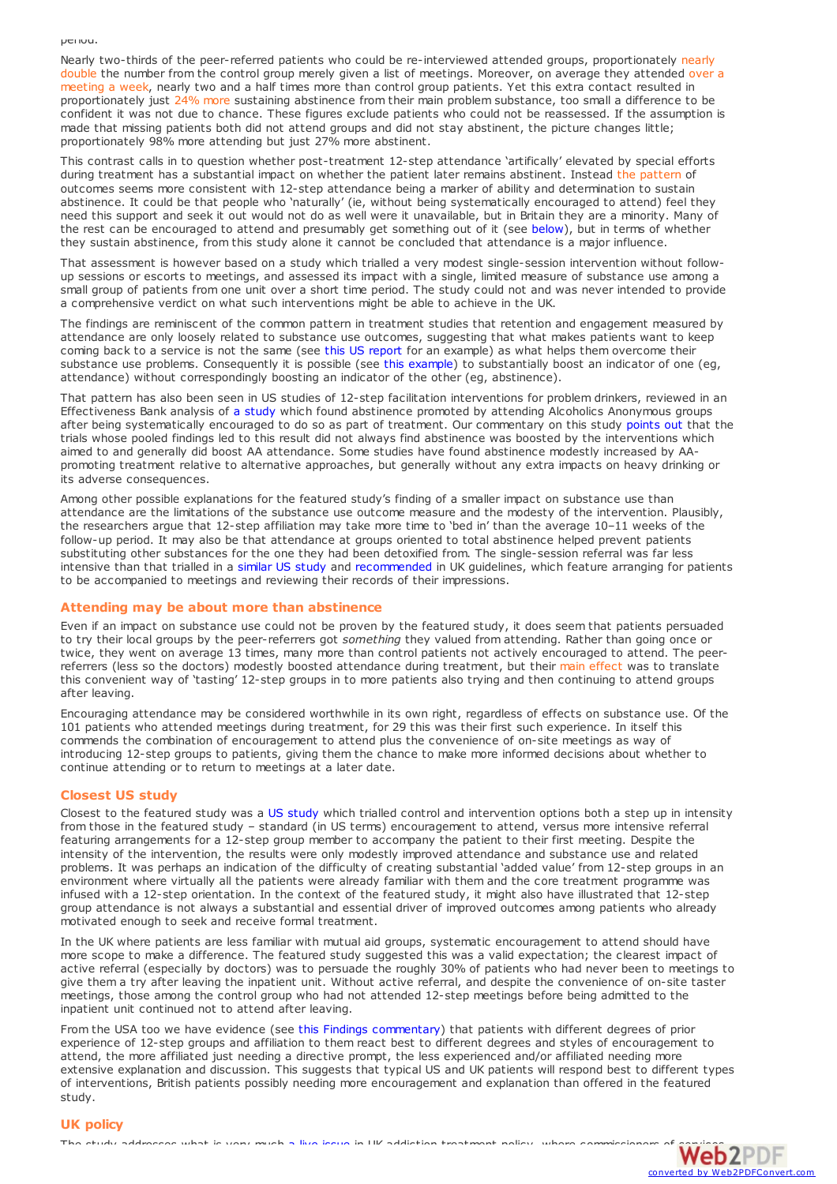Nearly two-thirds of the peer-referred patients who could be re-interviewed attended groups, proportionately nearly double the number from the control group merely given a list of meetings. Moreover, on average they attended over a meeting a week, nearly two and a half times more than control group patients. Yet this extra contact resulted in proportionately just 24% more sustaining abstinence from their main problem substance, too small a difference to be confident it was not due to chance. These figures exclude patients who could not be reassessed. If the assumption is made that missing patients both did not attend groups and did not stay abstinent, the picture changes little; proportionately 98% more attending but just 27% more abstinent.

This contrast calls in to question whether post-treatment 12-step attendance 'artifically' elevated by special efforts during treatment has a substantial impact on whether the patient later remains abstinent. Instead the pattern of outcomes seems more consistent with 12-step attendance being a marker of ability and determination to sustain abstinence. It could be that people who 'naturally' (ie, without being systematically encouraged to attend) feel they need this support and seek it out would not do as well were it unavailable, but in Britain they are a minority. Many of the rest can be encouraged to attend and presumably get something out of it (see below), but in terms of whether they sustain abstinence, from this study alone it cannot be concluded that attendance is a major influence.

That assessment is however based on a study which trialled a very modest single-session intervention without follow-up sessions or escorts to meetings, and assessed its impact with a single, limited measure of substance use among a small group of patients from one unit over a short time period. The study could not and was never intended to provide a comprehensive verdict on what such interventions might be able to achieve in the UK.

The findings are reminiscent of the common pattern in treatment studies that retention and engagement measured by attendance are only loosely related to substance use outcomes, suggesting that what makes patients want to keep coming back to a service is not the same (see this US report for an example) as what helps them overcome their substance use problems. Consequently it is possible (see this example) to substantially boost an indicator of one (eg, attendance) without correspondingly boosting an indicator of the other (eg, abstinence).

That pattern has also been seen in US studies of 12-step facilitation interventions for problem drinkers, reviewed in an Effectiveness Bank analysis of a study which found abstinence promoted by attending Alcoholics Anonymous groups after being systematically encouraged to do so as part of treatment. Our commentary on this study points out that the trials whose pooled findings led to this result did not always find abstinence was boosted by the interventions which aimed to and generally did boost AA attendance. Some studies have found abstinence modestly increased by AA-promoting treatment relative to alternative approaches, but generally without any extra impacts on heavy drinking or its adverse consequences.

Among other possible explanations for the featured study's finding of a smaller impact on substance use than attendance are the limitations of the substance use outcome measure and the modesty of the intervention. Plausibly, the researchers argue that 12-step affiliation may take more time to 'bed in' than the average 10–11 weeks of the follow-up period. It may also be that attendance at groups oriented to total abstinence helped prevent patients substituting other substances for the one they had been detoxified from. The single-session referral was far less intensive than that trialled in a similar US study and recommended in UK guidelines, which feature arranging for patients to be accompanied to meetings and reviewing their records of their impressions.

## Attending may be about more than abstinence

Even if an impact on substance use could not be proven by the featured study, it does seem that patients persuaded to try their local groups by the peer-referrers got *something* they valued from attending. Rather than going once or twice, they went on average 13 times, many more than control patients not actively encouraged to attend. The peer-referrers (less so the doctors) modestly boosted attendance during treatment, but their main effect was to translate this convenient way of 'tasting' 12-step groups in to more patients also trying and then continuing to attend groups after leaving.

Encouraging attendance may be considered worthwhile in its own right, regardless of effects on substance use. Of the 101 patients who attended meetings during treatment, for 29 this was their first such experience. In itself this commends the combination of encouragement to attend plus the convenience of on-site meetings as way of introducing 12-step groups to patients, giving them the chance to make more informed decisions about whether to continue attending or to return to meetings at a later date.

## Closest US study

Closest to the featured study was a US study which trialled control and intervention options both a step up in intensity from those in the featured study – standard (in US terms) encouragement to attend, versus more intensive referral featuring arrangements for a 12-step group member to accompany the patient to their first meeting. Despite the intensity of the intervention, the results were only modestly improved attendance and substance use and related problems. It was perhaps an indication of the difficulty of creating substantial 'added value' from 12-step groups in an environment where virtually all the patients were already familiar with them and the core treatment programme was infused with a 12-step orientation. In the context of the featured study, it might also have illustrated that 12-step group attendance is not always a substantial and essential driver of improved outcomes among patients who already motivated enough to seek and receive formal treatment.

In the UK where patients are less familiar with mutual aid groups, systematic encouragement to attend should have more scope to make a difference. The featured study suggested this was a valid expectation; the clearest impact of active referral (especially by doctors) was to persuade the roughly 30% of patients who had never been to meetings to give them a try after leaving the inpatient unit. Without active referral, and despite the convenience of on-site taster meetings, those among the control group who had not attended 12-step meetings before being admitted to the inpatient unit continued not to attend after leaving.

From the USA too we have evidence (see this Findings commentary) that patients with different degrees of prior experience of 12-step groups and affiliation to them react best to different degrees and styles of encouragement to attend, the more affiliated just needing a directive prompt, the less experienced and/or affiliated needing more extensive explanation and discussion. This suggests that typical US and UK patients will respond best to different types of interventions, British patients possibly needing more encouragement and explanation than offered in the featured study.

## UK policy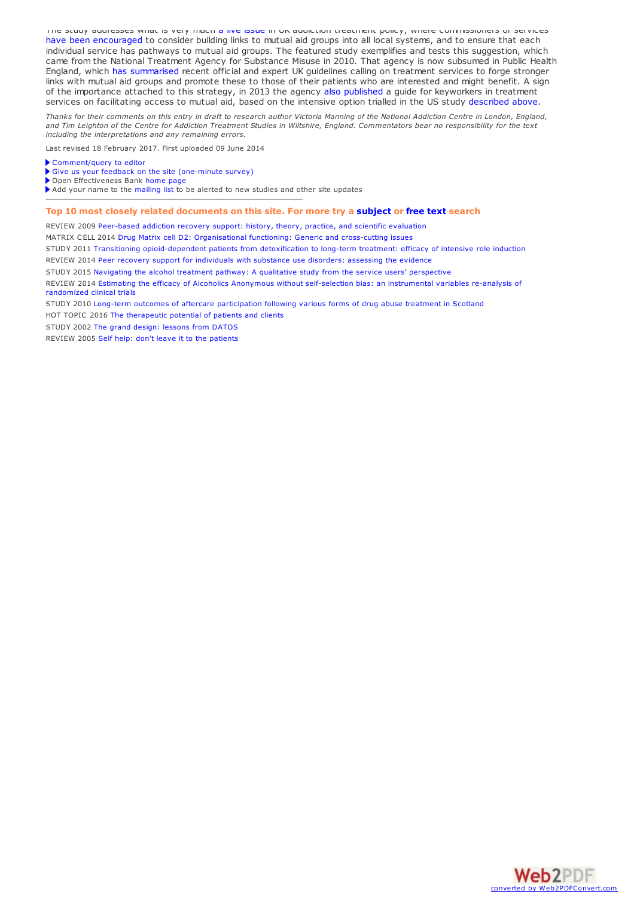The study addresses what is very much a live issue in UK addiction treatment policy, where commissioners of services have been encouraged to consider building links to mutual aid groups into all local systems, and to ensure that each individual service has pathways to mutual aid groups. The featured study exemplifies and tests this suggestion, which came from the National Treatment Agency for Substance Misuse in 2010. That agency is now subsumed in Public Health England, which has summarised recent official and expert UK guidelines calling on treatment services to forge stronger links with mutual aid groups and promote these to those of their patients who are interested and might benefit. A sign of the importance attached to this strategy, in 2013 the agency also published a guide for keyworkers in treatment services on facilitating access to mutual aid, based on the intensive option trialled in the US study described above.

*Thanks for their comments on this entry in draft to research author Victoria Manning of the National Addiction Centre in London, England, and Tim Leighton of the Centre for Addiction Treatment Studies in Wiltshire, England. Commentators bear no responsibility for the text including the interpretations and any remaining errors.*

Last revised 18 February 2017. First uploaded 09 June 2014

- Comment/query to editor
- Give us your feedback on the site (one-minute survey)
- Open Effectiveness Bank home page
- Add your name to the mailing list to be alerted to new studies and other site updates

## Top 10 most closely related documents on this site. For more try a subject or free text search

REVIEW 2009 Peer-based addiction recovery support: history, theory, practice, and scientific evaluation

MATRIX CELL 2014 Drug Matrix cell D2: Organisational functioning: Generic and cross-cutting issues

STUDY 2011 Transitioning opioid-dependent patients from detoxification to long-term treatment: efficacy of intensive role induction

REVIEW 2014 Peer recovery support for individuals with substance use disorders: assessing the evidence

STUDY 2015 Navigating the alcohol treatment pathway: A qualitative study from the service users' perspective

REVIEW 2014 Estimating the efficacy of Alcoholics Anonymous without self-selection bias: an instrumental variables re-analysis of randomized clinical trials

STUDY 2010 Long-term outcomes of aftercare participation following various forms of drug abuse treatment in Scotland

HOT TOPIC 2016 The therapeutic potential of patients and clients

STUDY 2002 The grand design: lessons from DATOS

REVIEW 2005 Self help: don't leave it to the patients